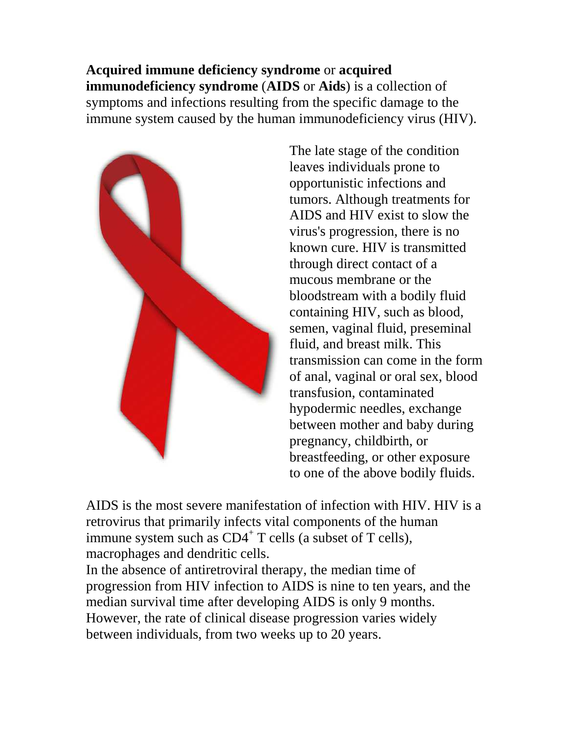**Acquired immune deficiency syndrome** or **acquired immunodeficiency syndrome** (**AIDS** or **Aids**) is a collection of symptoms and infections resulting from the specific damage to the immune system caused by the human immunodeficiency virus (HIV).

The late stage of the condition leaves individuals prone to opportunistic infections and tumors. Although treatments for AIDS and HIV exist to slow the virus's progression, there is no known cure. HIV is transmitted through direct contact of a mucous membrane or the bloodstream with a bodily fluid containing HIV, such as blood, semen, vaginal fluid, preseminal fluid, and breast milk. This transmission can come in the form of anal, vaginal or oral sex, blood transfusion, contaminated hypodermic needles, exchange between mother and baby during pregnancy, childbirth, or breastfeeding, or other exposure to one of the above bodily fluids.

AIDS is the most severe manifestation of infection with HIV. HIV is a retrovirus that primarily infects vital components of the human immune system such as $CD4^+$ T cells (a subset of T cells), macrophages and dendritic cells.

In the absence of antiretroviral therapy, the median time of progression from HIV infection to AIDS is nine to ten years, and the median survival time after developing AIDS is only 9 months. However, the rate of clinical disease progression varies widely between individuals, from two weeks up to 20 years.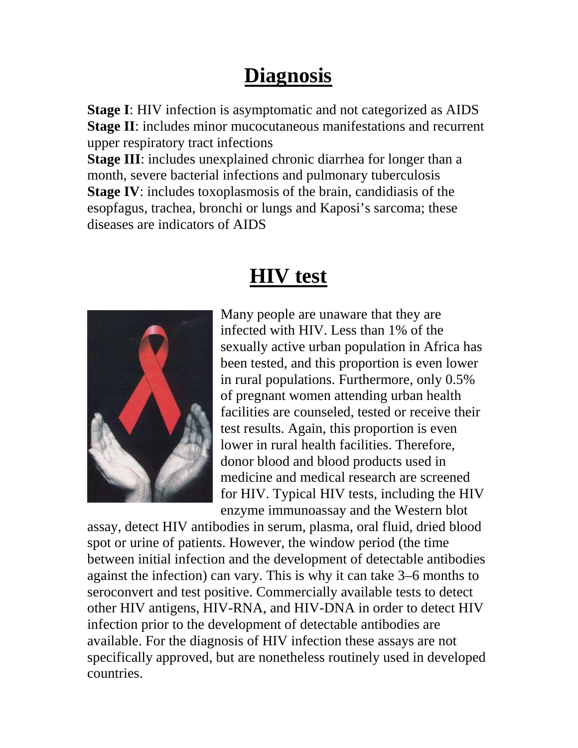# Diagnosis

**Stage I**: HIV infection is asymptomatic and not categorized as AIDS
**Stage II**: includes minor mucocutaneous manifestations and recurrent upper respiratory tract infections
**Stage III**: includes unexplained chronic diarrhea for longer than a month, severe bacterial infections and pulmonary tuberculosis
**Stage IV**: includes toxoplasmosis of the brain, candidiasis of the esopfagus, trachea, bronchi or lungs and Kaposi's sarcoma; these diseases are indicators of AIDS

# HIV test

Many people are unaware that they are infected with HIV. Less than 1% of the sexually active urban population in Africa has been tested, and this proportion is even lower in rural populations. Furthermore, only 0.5% of pregnant women attending urban health facilities are counseled, tested or receive their test results. Again, this proportion is even lower in rural health facilities. Therefore, donor blood and blood products used in medicine and medical research are screened for HIV. Typical HIV tests, including the HIV enzyme immunoassay and the Western blot assay, detect HIV antibodies in serum, plasma, oral fluid, dried blood spot or urine of patients. However, the window period (the time between initial infection and the development of detectable antibodies against the infection) can vary. This is why it can take 3–6 months to seroconvert and test positive. Commercially available tests to detect other HIV antigens, HIV-RNA, and HIV-DNA in order to detect HIV infection prior to the development of detectable antibodies are available. For the diagnosis of HIV infection these assays are not specifically approved, but are nonetheless routinely used in developed countries.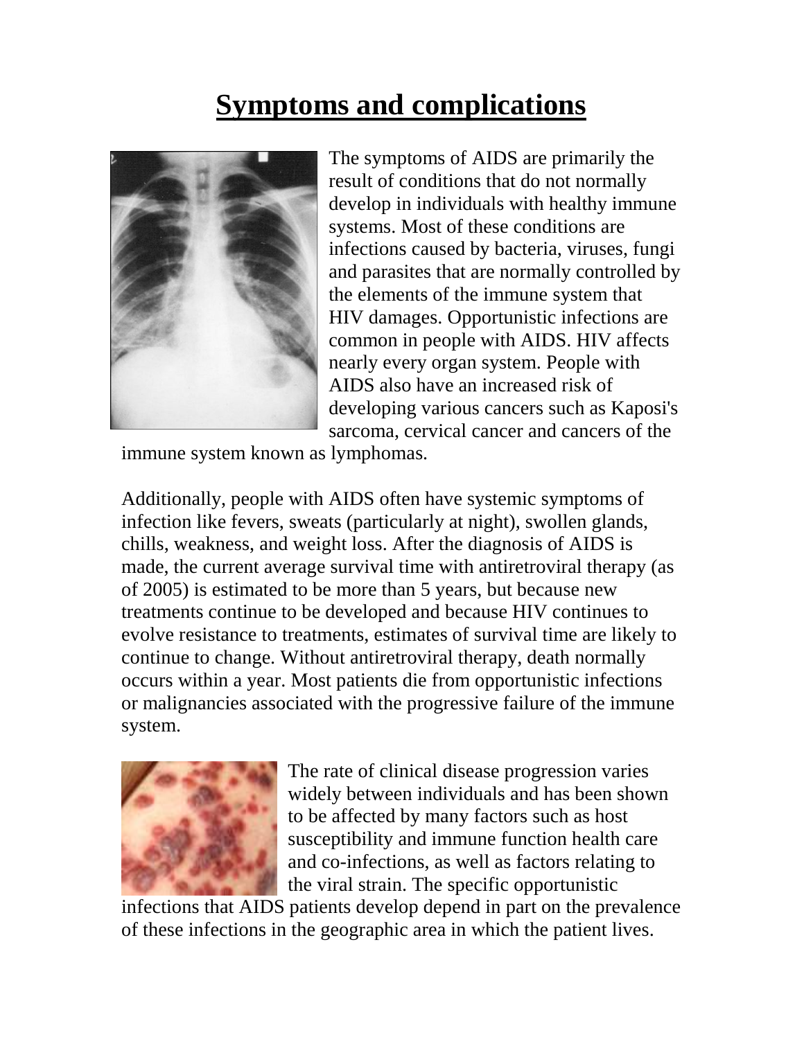# Symptoms and complications

The symptoms of AIDS are primarily the result of conditions that do not normally develop in individuals with healthy immune systems. Most of these conditions are infections caused by bacteria, viruses, fungi and parasites that are normally controlled by the elements of the immune system that HIV damages. Opportunistic infections are common in people with AIDS. HIV affects nearly every organ system. People with AIDS also have an increased risk of developing various cancers such as Kaposi's sarcoma, cervical cancer and cancers of the immune system known as lymphomas.

Additionally, people with AIDS often have systemic symptoms of infection like fevers, sweats (particularly at night), swollen glands, chills, weakness, and weight loss. After the diagnosis of AIDS is made, the current average survival time with antiretroviral therapy (as of 2005) is estimated to be more than 5 years, but because new treatments continue to be developed and because HIV continues to evolve resistance to treatments, estimates of survival time are likely to continue to change. Without antiretroviral therapy, death normally occurs within a year. Most patients die from opportunistic infections or malignancies associated with the progressive failure of the immune system.

The rate of clinical disease progression varies widely between individuals and has been shown to be affected by many factors such as host susceptibility and immune function health care and co-infections, as well as factors relating to the viral strain. The specific opportunistic infections that AIDS patients develop depend in part on the prevalence of these infections in the geographic area in which the patient lives.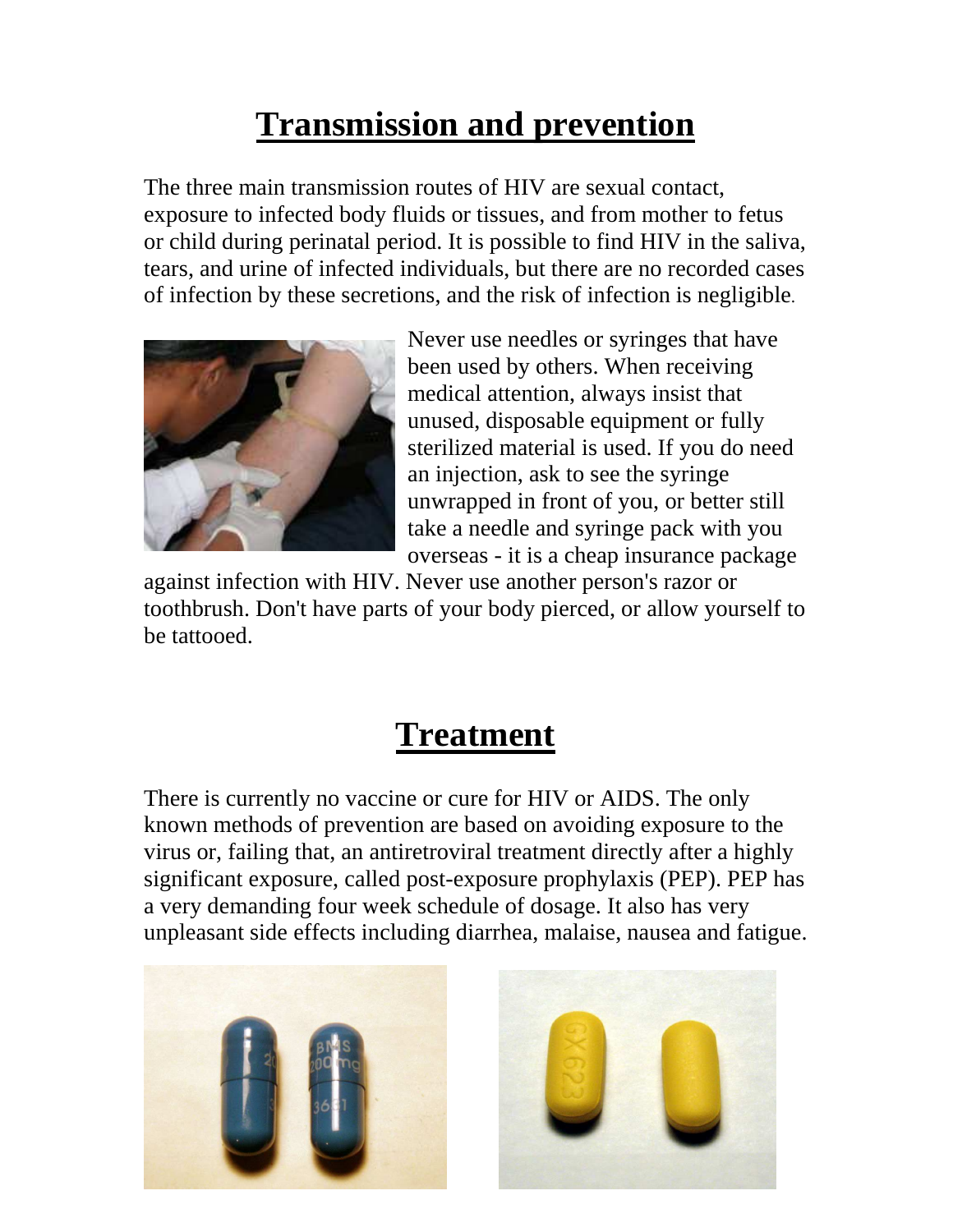# Transmission and prevention

The three main transmission routes of HIV are sexual contact, exposure to infected body fluids or tissues, and from mother to fetus or child during perinatal period. It is possible to find HIV in the saliva, tears, and urine of infected individuals, but there are no recorded cases of infection by these secretions, and the risk of infection is negligible.

Never use needles or syringes that have been used by others. When receiving medical attention, always insist that unused, disposable equipment or fully sterilized material is used. If you do need an injection, ask to see the syringe unwrapped in front of you, or better still take a needle and syringe pack with you overseas - it is a cheap insurance package against infection with HIV. Never use another person's razor or toothbrush. Don't have parts of your body pierced, or allow yourself to be tattooed.

# Treatment

There is currently no vaccine or cure for HIV or AIDS. The only known methods of prevention are based on avoiding exposure to the virus or, failing that, an antiretroviral treatment directly after a highly significant exposure, called post-exposure prophylaxis (PEP). PEP has a very demanding four week schedule of dosage. It also has very unpleasant side effects including diarrhea, malaise, nausea and fatigue.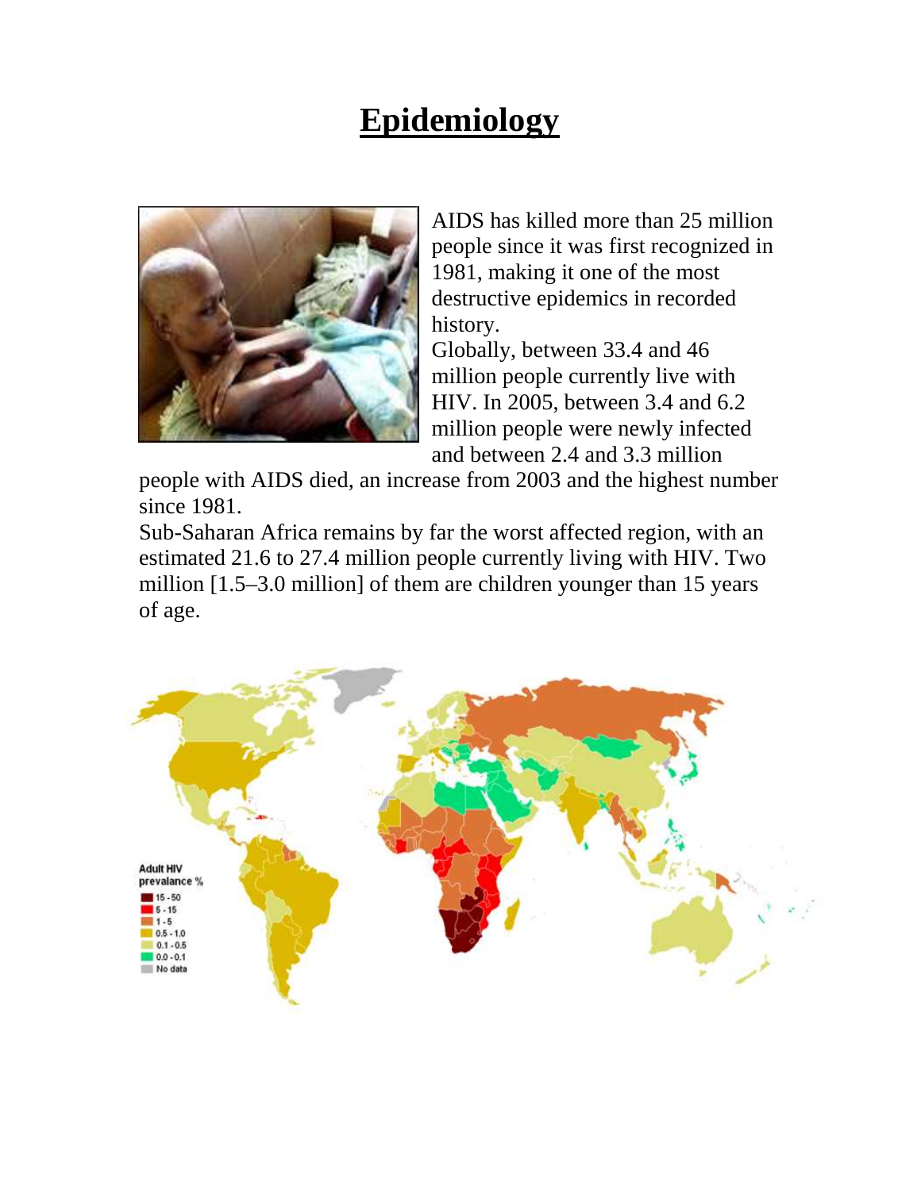# Epidemiology

AIDS has killed more than 25 million people since it was first recognized in 1981, making it one of the most destructive epidemics in recorded history.

Globally, between 33.4 and 46 million people currently live with HIV. In 2005, between 3.4 and 6.2 million people were newly infected and between 2.4 and 3.3 million people with AIDS died, an increase from 2003 and the highest number since 1981.

Sub-Saharan Africa remains by far the worst affected region, with an estimated 21.6 to 27.4 million people currently living with HIV. Two million [1.5–3.0 million] of them are children younger than 15 years of age.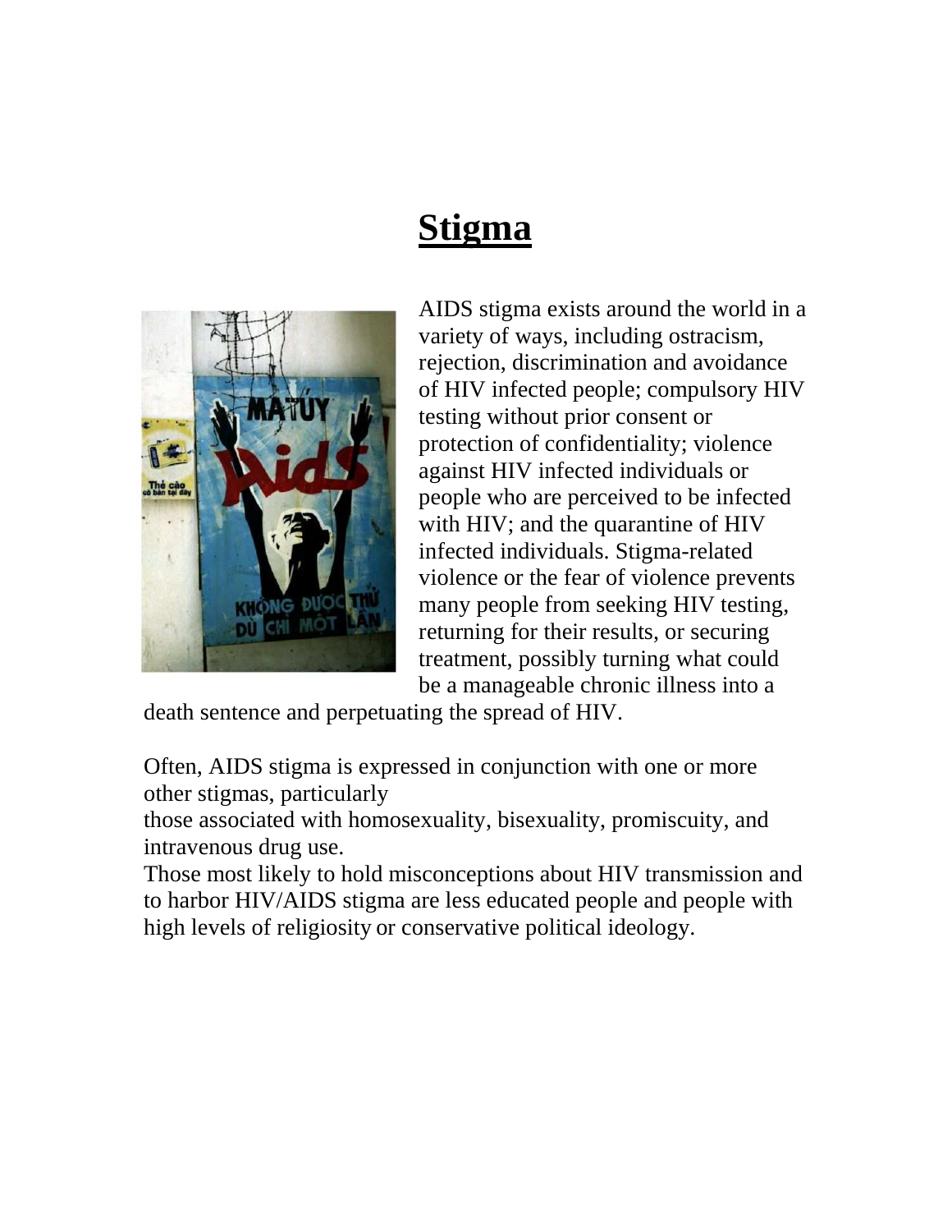# Stigma

AIDS stigma exists around the world in a variety of ways, including ostracism, rejection, discrimination and avoidance of HIV infected people; compulsory HIV testing without prior consent or protection of confidentiality; violence against HIV infected individuals or people who are perceived to be infected with HIV; and the quarantine of HIV infected individuals. Stigma-related violence or the fear of violence prevents many people from seeking HIV testing, returning for their results, or securing treatment, possibly turning what could be a manageable chronic illness into a death sentence and perpetuating the spread of HIV.

Often, AIDS stigma is expressed in conjunction with one or more other stigmas, particularly those associated with homosexuality, bisexuality, promiscuity, and intravenous drug use.

Those most likely to hold misconceptions about HIV transmission and to harbor HIV/AIDS stigma are less educated people and people with high levels of religiosity or conservative political ideology.